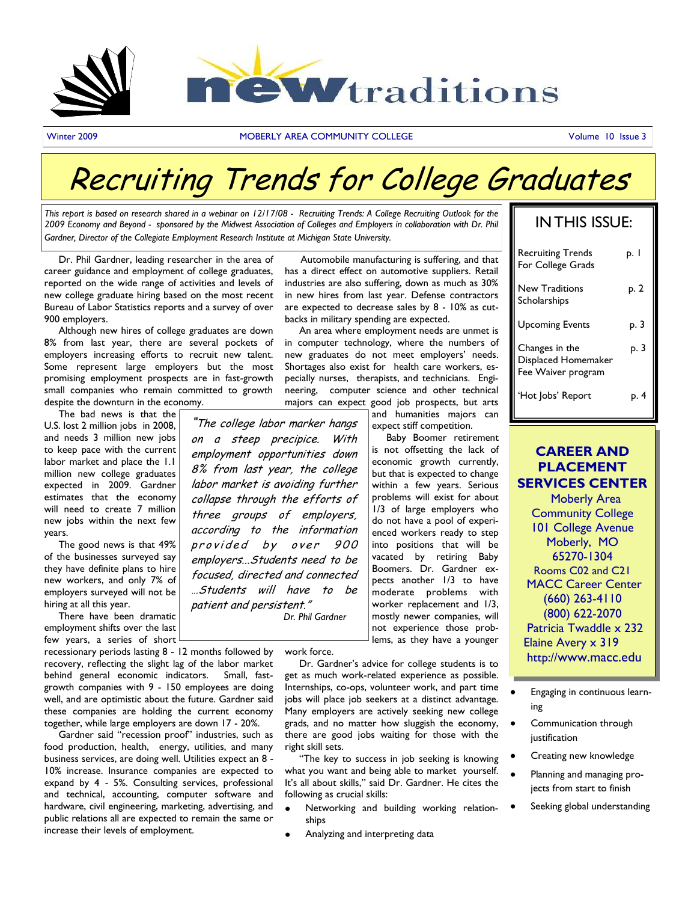# new traditions

Winter 2009 — MOBERLY AREA COMMUNITY COLLEGE — Volume 10 Issue 3

# Recruiting Trends for College Graduates

*This report is based on research shared in a webinar on 12/17/08 - Recruiting Trends: A College Recruiting Outlook for the 2009 Economy and Beyond - sponsored by the Midwest Association of Colleges and Employers in collaboration with Dr. Phil Gardner, Director of the Collegiate Employment Research Institute at Michigan State University.*

Dr. Phil Gardner, leading researcher in the area of career guidance and employment of college graduates, reported on the wide range of activities and levels of new college graduate hiring based on the most recent Bureau of Labor Statistics reports and a survey of over 900 employers.

Although new hires of college graduates are down 8% from last year, there are several pockets of employers increasing efforts to recruit new talent. Some represent large employers but the most promising employment prospects are in fast-growth small companies who remain committed to growth despite the downturn in the economy.

The bad news is that the U.S. lost 2 million jobs in 2008, and needs 3 million new jobs to keep pace with the current labor market and place the 1.1 million new college graduates expected in 2009. Gardner estimates that the economy will need to create 7 million new jobs within the next few years.

The good news is that 49% of the businesses surveyed say they have definite plans to hire new workers, and only 7% of employers surveyed will not be hiring at all this year.

There have been dramatic employment shifts over the last few years, a series of short recessionary periods lasting 8 - 12 months followed by recovery, reflecting the slight lag of the labor market behind general economic indicators. Small, fast-growth companies with 9 - 150 employees are doing well, and are optimistic about the future. Gardner said these companies are holding the current economy together, while large employers are down 17 - 20%.

Gardner said "recession proof" industries, such as food production, health, energy, utilities, and many business services, are doing well. Utilities expect an 8 - 10% increase. Insurance companies are expected to expand by 4 - 5%. Consulting services, professional and technical, accounting, computer software and hardware, civil engineering, marketing, advertising, and public relations all are expected to remain the same or increase their levels of employment.

> *"The college labor marker hangs on a steep precipice. With employment opportunities down 8% from last year, the college labor market is avoiding further collapse through the efforts of three groups of employers, according to the information provided by over 900 employers...Students need to be focused, directed and concentrated ...Students will have to be patient and persistent."*
>
> Dr. Phil Gardner

Automobile manufacturing is suffering, and that has a direct effect on automotive suppliers. Retail industries are also suffering, down as much as 30% in new hires from last year. Defense contractors are expected to decrease sales by 8 - 10% as cutbacks in military spending are expected.

An area where employment needs are unmet is in computer technology, where the numbers of new graduates do not meet employers' needs. Shortages also exist for health care workers, especially nurses, therapists, and technicians. Engineering, computer science and other technical majors can expect good job prospects, but arts and humanities majors can expect stiff competition.

Baby Boomer retirement is not offsetting the lack of economic growth currently, but that is expected to change within a few years. Serious problems will exist for about 1/3 of large employers who do not have a pool of experienced workers ready to step into positions that will be vacated by retiring Baby Boomers. Dr. Gardner expects another 1/3 to have moderate problems with worker replacement and 1/3, mostly newer companies, will not experience those problems, as they have a younger work force.

Dr. Gardner's advice for college students is to get as much work-related experience as possible. Internships, co-ops, volunteer work, and part time jobs will place job seekers at a distinct advantage. Many employers are actively seeking new college grads, and no matter how sluggish the economy, there are good jobs waiting for those with the right skill sets.

"The key to success in job seeking is knowing what you want and being able to market yourself. It's all about skills," said Dr. Gardner. He cites the following as crucial skills:

- Networking and building working relationships
- Analyzing and interpreting data
- Engaging in continuous learning
- Communication through justification
- Creating new knowledge
- Planning and managing projects from start to finish
- Seeking global understanding

## IN THIS ISSUE:

| | |
|---|---|
| Recruiting Trends For College Grads | p. 1 |
| New Traditions Scholarships | p. 2 |
| Upcoming Events | p. 3 |
| Changes in the Displaced Homemaker Fee Waiver program | p. 3 |
| 'Hot Jobs' Report | p. 4 |

## CAREER AND PLACEMENT SERVICES CENTER

Moberly Area Community College
101 College Avenue
Moberly, MO 65270-1304
Rooms C02 and C21
MACC Career Center
(660) 263-4110
(800) 622-2070
Patricia Twaddle x 232
Elaine Avery x 319
http://www.macc.edu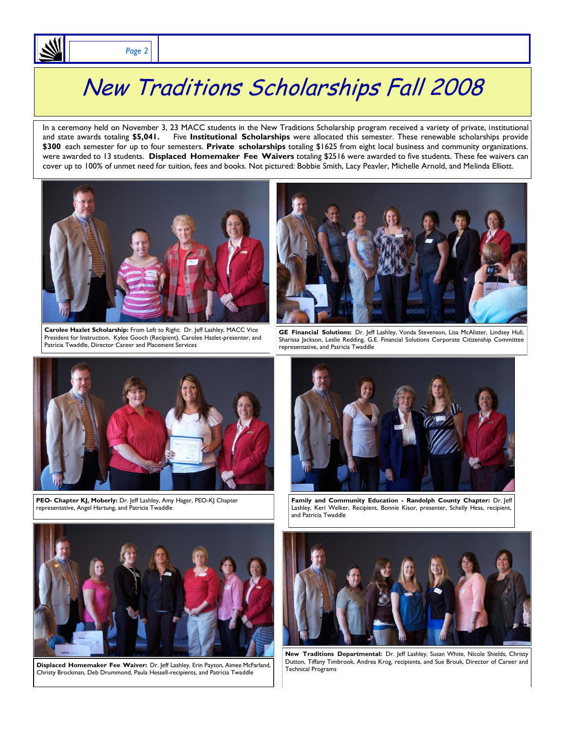# New Traditions Scholarships Fall 2008

In a ceremony held on November 3, 23 MACC students in the New Traditions Scholarship program received a variety of private, institutional and state awards totaling **$5,041.** Five **Institutional Scholarships** were allocated this semester. These renewable scholarships provide **$300** each semester for up to four semesters. **Private scholarships** totaling $1625 from eight local business and community organizations. were awarded to 13 students. **Displaced Homemaker Fee Waivers** totaling $2516 were awarded to five students. These fee waivers can cover up to 100% of unmet need for tuition, fees and books. Not pictured: Bobbie Smith, Lacy Peavler, Michelle Arnold, and Melinda Elliott.

**Carolee Hazlet Scholarship:** From Left to Right: Dr. Jeff Lashley, MACC Vice President for Instruction, Kylee Gooch (Recipient), Carolee Hazlet-presenter, and Patricia Twaddle, Director Career and Placement Services

**GE Financial Solutions:** Dr. Jeff Lashley, Vonda Stevenson, Lisa McAlister, Lindsey Hull, Sharissa Jackson, Leslie Redding, G.E. Financial Solutions Corporate Citizenship Committee representative, and Patricia Twaddle

**PEO- Chapter KJ, Moberly:** Dr. Jeff Lashley, Amy Hager, PEO-KJ Chapter representative, Angel Hartung, and Patricia Twaddle

**Family and Community Education - Randolph County Chapter:** Dr. Jeff Lashley, Keri Welker, Recipient, Bonnie Kisor, presenter, Schelly Hess, recipient, and Patricia Twaddle

**Displaced Homemaker Fee Waiver:** Dr. Jeff Lashley, Erin Payton, Aimee McFarland, Christy Brockman, Deb Drummond, Paula Hessell-recipients, and Patricia Twaddle

**New Traditions Departmental:** Dr. Jeff Lashley, Susan White, Nicole Shields, Christy Dutton, Tiffany Timbrook, Andrea Krog, recipients, and Sue Brouk, Director of Career and Technical Programs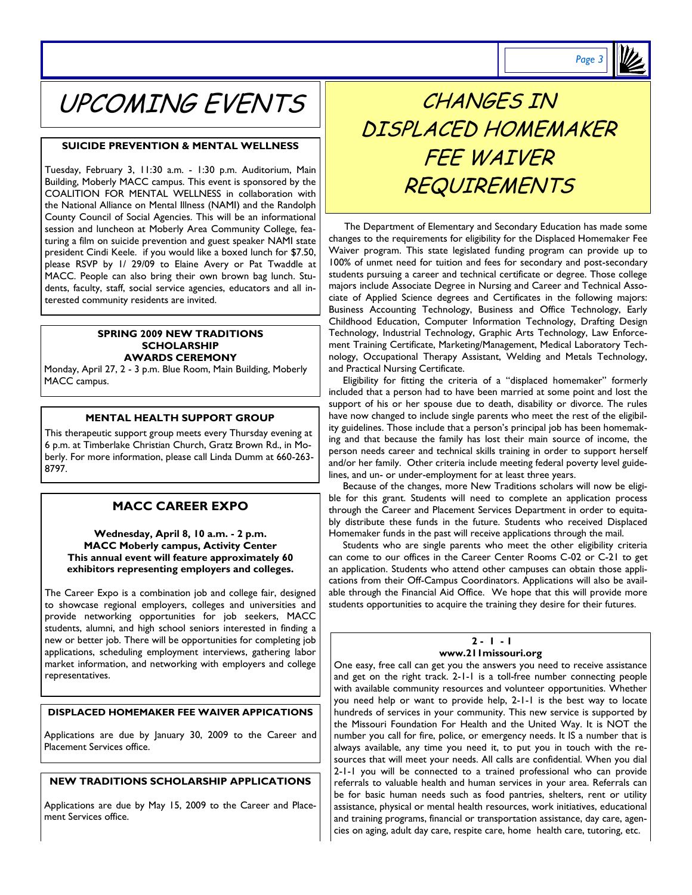# UPCOMING EVENTS

### SUICIDE PREVENTION & MENTAL WELLNESS

Tuesday, February 3, 11:30 a.m. - 1:30 p.m. Auditorium, Main Building, Moberly MACC campus. This event is sponsored by the COALITION FOR MENTAL WELLNESS in collaboration with the National Alliance on Mental Illness (NAMI) and the Randolph County Council of Social Agencies. This will be an informational session and luncheon at Moberly Area Community College, featuring a film on suicide prevention and guest speaker NAMI state president Cindi Keele. if you would like a boxed lunch for $7.50, please RSVP by 1/ 29/09 to Elaine Avery or Pat Twaddle at MACC. People can also bring their own brown bag lunch. Students, faculty, staff, social service agencies, educators and all interested community residents are invited.

### SPRING 2009 NEW TRADITIONS SCHOLARSHIP AWARDS CEREMONY

Monday, April 27, 2 - 3 p.m. Blue Room, Main Building, Moberly MACC campus.

### MENTAL HEALTH SUPPORT GROUP

This therapeutic support group meets every Thursday evening at 6 p.m. at Timberlake Christian Church, Gratz Brown Rd., in Moberly. For more information, please call Linda Dumm at 660-263-8797.

### MACC CAREER EXPO

**Wednesday, April 8, 10 a.m. - 2 p.m.**
**MACC Moberly campus, Activity Center**
**This annual event will feature approximately 60 exhibitors representing employers and colleges.**

The Career Expo is a combination job and college fair, designed to showcase regional employers, colleges and universities and provide networking opportunities for job seekers, MACC students, alumni, and high school seniors interested in finding a new or better job. There will be opportunities for completing job applications, scheduling employment interviews, gathering labor market information, and networking with employers and college representatives.

### DISPLACED HOMEMAKER FEE WAIVER APPICATIONS

Applications are due by January 30, 2009 to the Career and Placement Services office.

### NEW TRADITIONS SCHOLARSHIP APPLICATIONS

Applications are due by May 15, 2009 to the Career and Placement Services office.

# CHANGES IN DISPLACED HOMEMAKER FEE WAIVER REQUIREMENTS

The Department of Elementary and Secondary Education has made some changes to the requirements for eligibility for the Displaced Homemaker Fee Waiver program. This state legislated funding program can provide up to 100% of unmet need for tuition and fees for secondary and post-secondary students pursuing a career and technical certificate or degree. Those college majors include Associate Degree in Nursing and Career and Technical Associate of Applied Science degrees and Certificates in the following majors: Business Accounting Technology, Business and Office Technology, Early Childhood Education, Computer Information Technology, Drafting Design Technology, Industrial Technology, Graphic Arts Technology, Law Enforcement Training Certificate, Marketing/Management, Medical Laboratory Technology, Occupational Therapy Assistant, Welding and Metals Technology, and Practical Nursing Certificate.

Eligibility for fitting the criteria of a "displaced homemaker" formerly included that a person had to have been married at some point and lost the support of his or her spouse due to death, disability or divorce. The rules have now changed to include single parents who meet the rest of the eligibility guidelines. Those include that a person's principal job has been homemaking and that because the family has lost their main source of income, the person needs career and technical skills training in order to support herself and/or her family. Other criteria include meeting federal poverty level guidelines, and un- or under-employment for at least three years.

Because of the changes, more New Traditions scholars will now be eligible for this grant. Students will need to complete an application process through the Career and Placement Services Department in order to equitably distribute these funds in the future. Students who received Displaced Homemaker funds in the past will receive applications through the mail.

Students who are single parents who meet the other eligibility criteria can come to our offices in the Career Center Rooms C-02 or C-21 to get an application. Students who attend other campuses can obtain those applications from their Off-Campus Coordinators. Applications will also be available through the Financial Aid Office. We hope that this will provide more students opportunities to acquire the training they desire for their futures.

### 2 - 1 - 1
**www.211missouri.org**

One easy, free call can get you the answers you need to receive assistance and get on the right track. 2-1-1 is a toll-free number connecting people with available community resources and volunteer opportunities. Whether you need help or want to provide help, 2-1-1 is the best way to locate hundreds of services in your community. This new service is supported by the Missouri Foundation For Health and the United Way. It is NOT the number you call for fire, police, or emergency needs. It IS a number that is always available, any time you need it, to put you in touch with the resources that will meet your needs. All calls are confidential. When you dial 2-1-1 you will be connected to a trained professional who can provide referrals to valuable health and human services in your area. Referrals can be for basic human needs such as food pantries, shelters, rent or utility assistance, physical or mental health resources, work initiatives, educational and training programs, financial or transportation assistance, day care, agencies on aging, adult day care, respite care, home health care, tutoring, etc.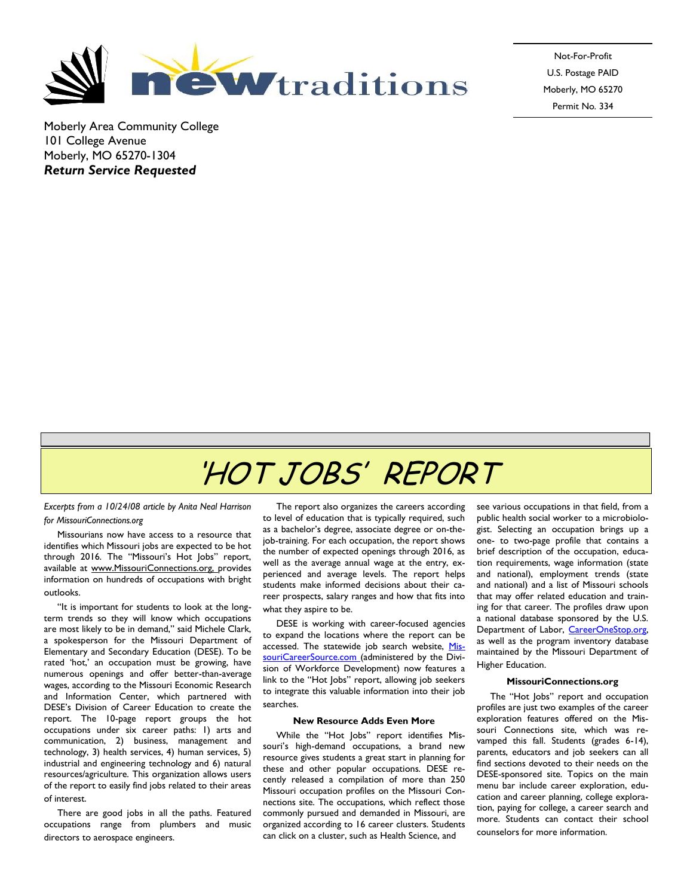newtraditions

Moberly Area Community College
101 College Avenue
Moberly, MO 65270-1304
***Return Service Requested***

Not-For-Profit
U.S. Postage PAID
Moberly, MO 65270
Permit No. 334

# 'HOT JOBS' REPORT

*Excerpts from a 10/24/08 article by Anita Neal Harrison for MissouriConnections.org*

Missourians now have access to a resource that identifies which Missouri jobs are expected to be hot through 2016. The "Missouri's Hot Jobs" report, available at www.MissouriConnections.org, provides information on hundreds of occupations with bright outlooks.

"It is important for students to look at the long-term trends so they will know which occupations are most likely to be in demand," said Michele Clark, a spokesperson for the Missouri Department of Elementary and Secondary Education (DESE). To be rated 'hot,' an occupation must be growing, have numerous openings and offer better-than-average wages, according to the Missouri Economic Research and Information Center, which partnered with DESE's Division of Career Education to create the report. The 10-page report groups the hot occupations under six career paths: 1) arts and communication, 2) business, management and technology, 3) health services, 4) human services, 5) industrial and engineering technology and 6) natural resources/agriculture. This organization allows users of the report to easily find jobs related to their areas of interest.

There are good jobs in all the paths. Featured occupations range from plumbers and music directors to aerospace engineers.

The report also organizes the careers according to level of education that is typically required, such as a bachelor's degree, associate degree or on-the-job-training. For each occupation, the report shows the number of expected openings through 2016, as well as the average annual wage at the entry, experienced and average levels. The report helps students make informed decisions about their career prospects, salary ranges and how that fits into what they aspire to be.

DESE is working with career-focused agencies to expand the locations where the report can be accessed. The statewide job search website, MissouriCareerSource.com (administered by the Division of Workforce Development) now features a link to the "Hot Jobs" report, allowing job seekers to integrate this valuable information into their job searches.

### New Resource Adds Even More

While the "Hot Jobs" report identifies Missouri's high-demand occupations, a brand new resource gives students a great start in planning for these and other popular occupations. DESE recently released a compilation of more than 250 Missouri occupation profiles on the Missouri Connections site. The occupations, which reflect those commonly pursued and demanded in Missouri, are organized according to 16 career clusters. Students can click on a cluster, such as Health Science, and see various occupations in that field, from a public health social worker to a microbiologist. Selecting an occupation brings up a one- to two-page profile that contains a brief description of the occupation, education requirements, wage information (state and national), employment trends (state and national) and a list of Missouri schools that may offer related education and training for that career. The profiles draw upon a national database sponsored by the U.S. Department of Labor, CareerOneStop.org, as well as the program inventory database maintained by the Missouri Department of Higher Education.

### MissouriConnections.org

The "Hot Jobs" report and occupation profiles are just two examples of the career exploration features offered on the Missouri Connections site, which was revamped this fall. Students (grades 6-14), parents, educators and job seekers can all find sections devoted to their needs on the DESE-sponsored site. Topics on the main menu bar include career exploration, education and career planning, college exploration, paying for college, a career search and more. Students can contact their school counselors for more information.